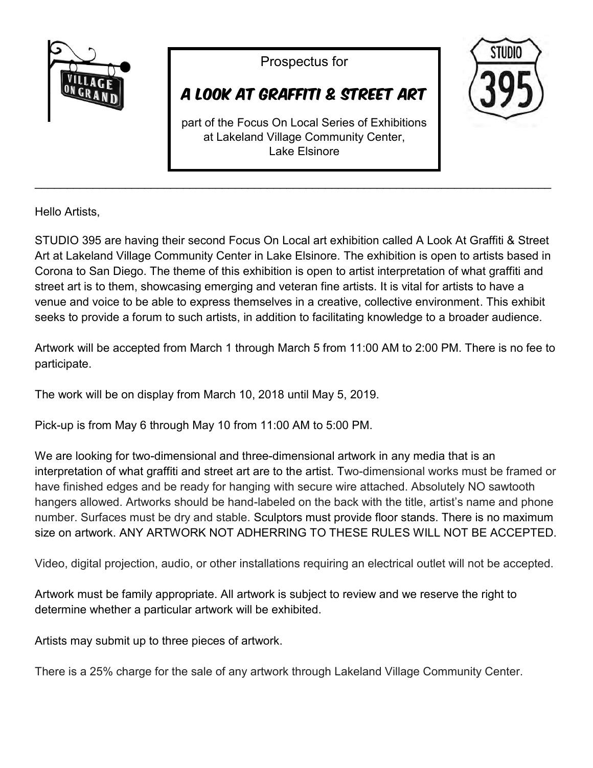Prospectus for

# A LOOK AT GRAFFITI & STREET ART

part of the Focus On Local Series of Exhibitions at Lakeland Village Community Center, Lake Elsinore

---

Hello Artists,

STUDIO 395 are having their second Focus On Local art exhibition called A Look At Graffiti & Street Art at Lakeland Village Community Center in Lake Elsinore. The exhibition is open to artists based in Corona to San Diego. The theme of this exhibition is open to artist interpretation of what graffiti and street art is to them, showcasing emerging and veteran fine artists. It is vital for artists to have a venue and voice to be able to express themselves in a creative, collective environment. This exhibit seeks to provide a forum to such artists, in addition to facilitating knowledge to a broader audience.

Artwork will be accepted from March 1 through March 5 from 11:00 AM to 2:00 PM. There is no fee to participate.

The work will be on display from March 10, 2018 until May 5, 2019.

Pick-up is from May 6 through May 10 from 11:00 AM to 5:00 PM.

We are looking for two-dimensional and three-dimensional artwork in any media that is an interpretation of what graffiti and street art are to the artist. Two-dimensional works must be framed or have finished edges and be ready for hanging with secure wire attached. Absolutely NO sawtooth hangers allowed. Artworks should be hand-labeled on the back with the title, artist's name and phone number. Surfaces must be dry and stable. Sculptors must provide floor stands. There is no maximum size on artwork. ANY ARTWORK NOT ADHERRING TO THESE RULES WILL NOT BE ACCEPTED.

Video, digital projection, audio, or other installations requiring an electrical outlet will not be accepted.

Artwork must be family appropriate. All artwork is subject to review and we reserve the right to determine whether a particular artwork will be exhibited.

Artists may submit up to three pieces of artwork.

There is a 25% charge for the sale of any artwork through Lakeland Village Community Center.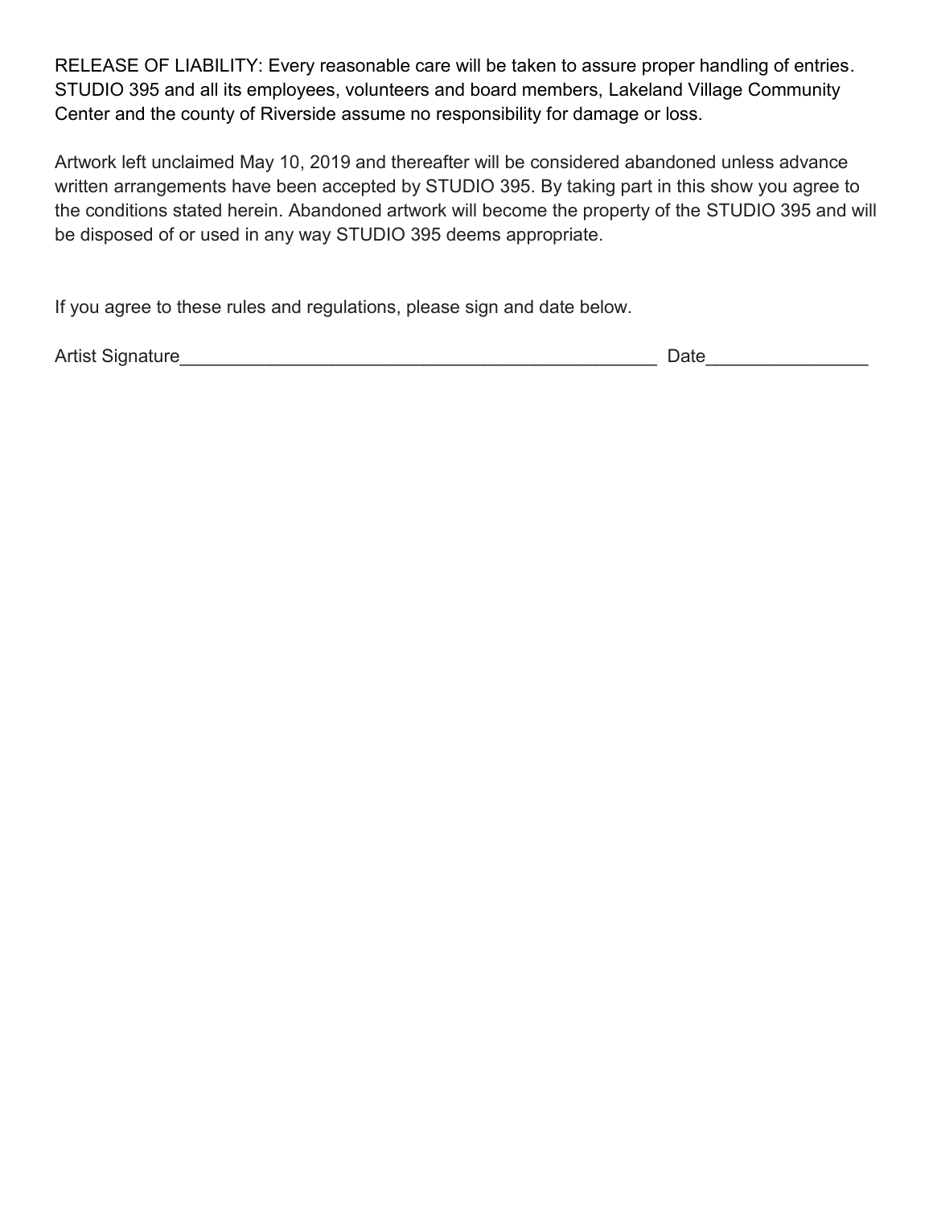RELEASE OF LIABILITY: Every reasonable care will be taken to assure proper handling of entries. STUDIO 395 and all its employees, volunteers and board members, Lakeland Village Community Center and the county of Riverside assume no responsibility for damage or loss.

Artwork left unclaimed May 10, 2019 and thereafter will be considered abandoned unless advance written arrangements have been accepted by STUDIO 395. By taking part in this show you agree to the conditions stated herein. Abandoned artwork will become the property of the STUDIO 395 and will be disposed of or used in any way STUDIO 395 deems appropriate.

If you agree to these rules and regulations, please sign and date below.

Artist Signature_________________________________________________ Date________________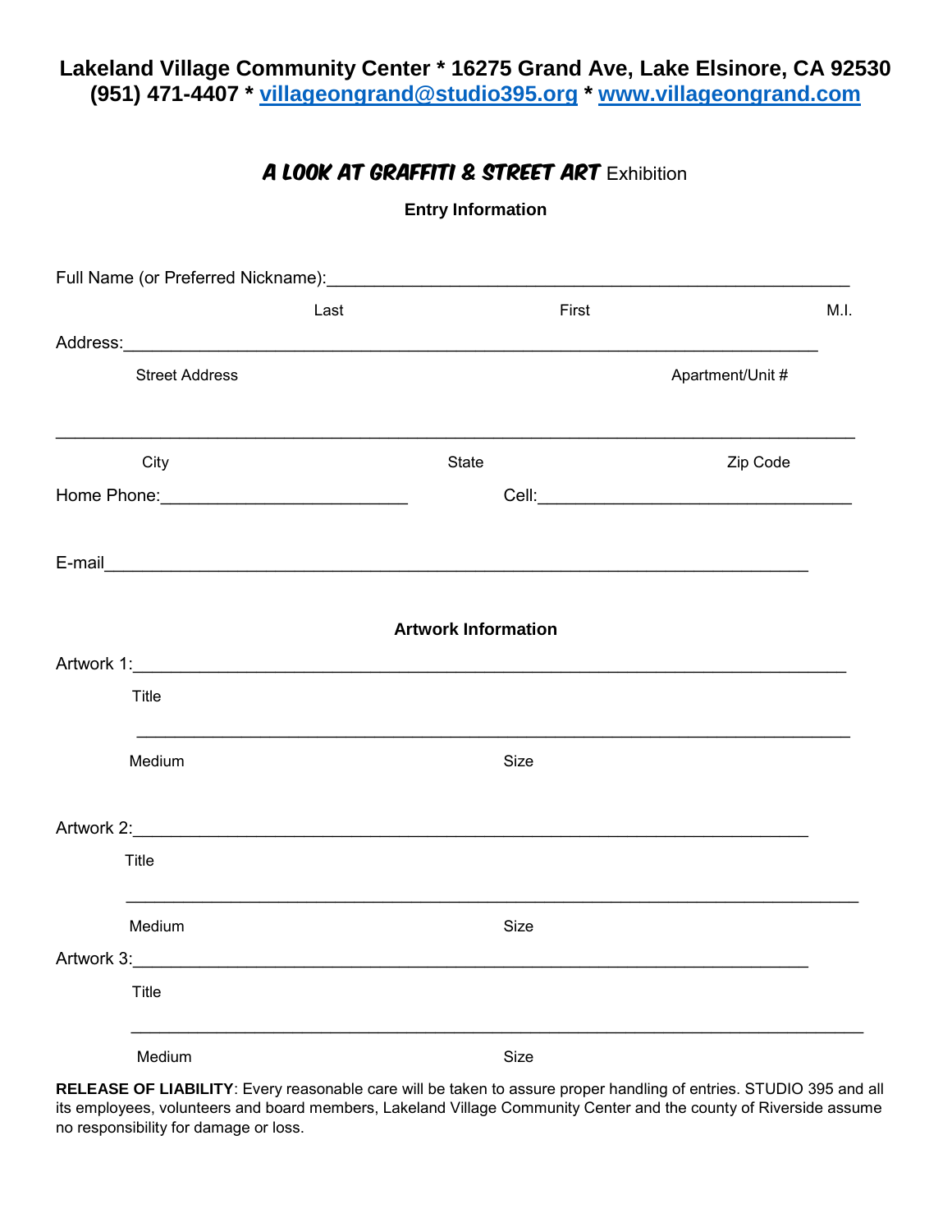**Lakeland Village Community Center * 16275 Grand Ave, Lake Elsinore, CA 92530**
**(951) 471-4407 * villageongrand@studio395.org * www.villageongrand.com**

## *A LOOK AT GRAFFITI & STREET ART* Exhibition

### Entry Information

Full Name (or Preferred Nickname):________________________________________________________

Last First M.I.

Address:___________________________________________________________________________

Street Address Apartment/Unit #

___________________________________________________________________________

City State Zip Code

Home Phone:__________________________ Cell:__________________________________

E-mail_____________________________________________________________________________

### Artwork Information

Artwork 1:__________________________________________________________________________

Title

___________________________________________________________________________

Medium Size

Artwork 2:__________________________________________________________________________

Title

___________________________________________________________________________

Medium Size

Artwork 3:__________________________________________________________________________

Title

___________________________________________________________________________

Medium Size

**RELEASE OF LIABILITY**: Every reasonable care will be taken to assure proper handling of entries. STUDIO 395 and all its employees, volunteers and board members, Lakeland Village Community Center and the county of Riverside assume no responsibility for damage or loss.